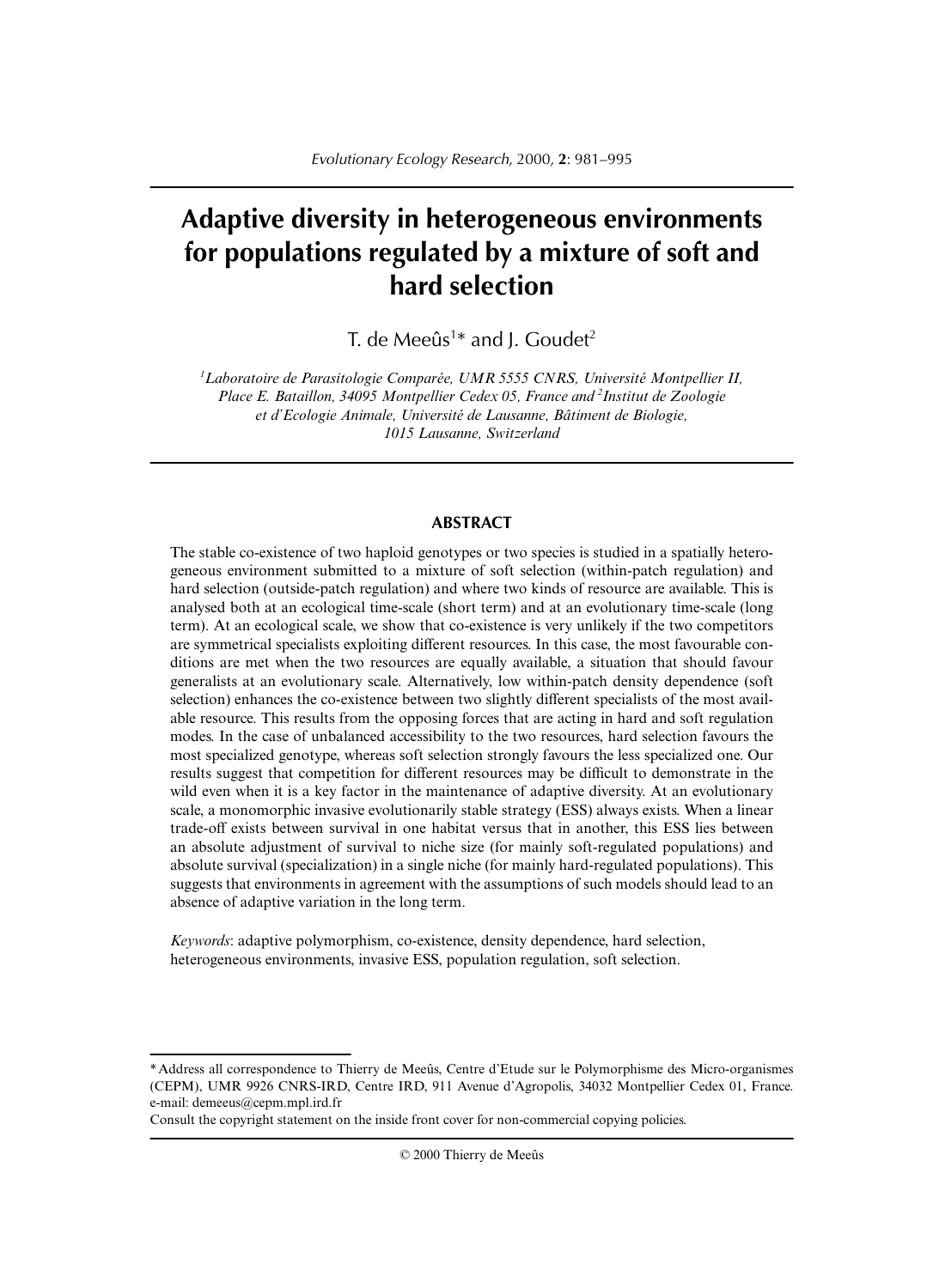# Adaptive diversity in heterogeneous environments for populations regulated by a mixture of soft and hard selection

T. de Meeûs[1]* and J. Goudet[2]

[1]*Laboratoire de Parasitologie Comparée, UMR 5555 CNRS, Université Montpellier II, Place E. Bataillon, 34095 Montpellier Cedex 05, France and* [2]*Institut de Zoologie et d'Ecologie Animale, Université de Lausanne, Bâtiment de Biologie, 1015 Lausanne, Switzerland*

## ABSTRACT

The stable co-existence of two haploid genotypes or two species is studied in a spatially heterogeneous environment submitted to a mixture of soft selection (within-patch regulation) and hard selection (outside-patch regulation) and where two kinds of resource are available. This is analysed both at an ecological time-scale (short term) and at an evolutionary time-scale (long term). At an ecological scale, we show that co-existence is very unlikely if the two competitors are symmetrical specialists exploiting different resources. In this case, the most favourable conditions are met when the two resources are equally available, a situation that should favour generalists at an evolutionary scale. Alternatively, low within-patch density dependence (soft selection) enhances the co-existence between two slightly different specialists of the most available resource. This results from the opposing forces that are acting in hard and soft regulation modes. In the case of unbalanced accessibility to the two resources, hard selection favours the most specialized genotype, whereas soft selection strongly favours the less specialized one. Our results suggest that competition for different resources may be difficult to demonstrate in the wild even when it is a key factor in the maintenance of adaptive diversity. At an evolutionary scale, a monomorphic invasive evolutionarily stable strategy (ESS) always exists. When a linear trade-off exists between survival in one habitat versus that in another, this ESS lies between an absolute adjustment of survival to niche size (for mainly soft-regulated populations) and absolute survival (specialization) in a single niche (for mainly hard-regulated populations). This suggests that environments in agreement with the assumptions of such models should lead to an absence of adaptive variation in the long term.

*Keywords*: adaptive polymorphism, co-existence, density dependence, hard selection, heterogeneous environments, invasive ESS, population regulation, soft selection.

---

\* Address all correspondence to Thierry de Meeûs, Centre d'Etude sur le Polymorphisme des Micro-organismes (CEPM), UMR 9926 CNRS-IRD, Centre IRD, 911 Avenue d'Agropolis, 34032 Montpellier Cedex 01, France. e-mail: demeeus@cepm.mpl.ird.fr

Consult the copyright statement on the inside front cover for non-commercial copying policies.

© 2000 Thierry de Meeûs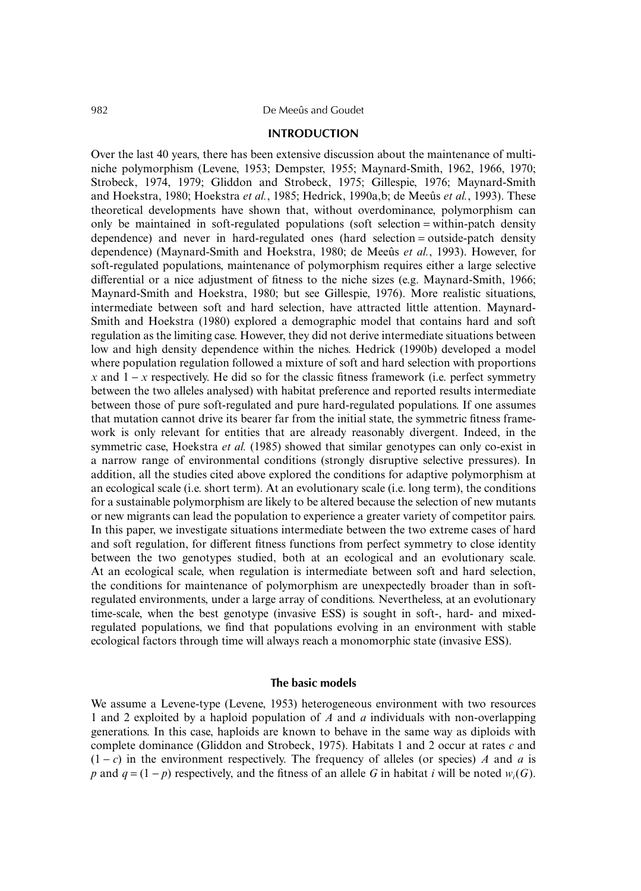## INTRODUCTION

Over the last 40 years, there has been extensive discussion about the maintenance of multi-niche polymorphism (Levene, 1953; Dempster, 1955; Maynard-Smith, 1962, 1966, 1970; Strobeck, 1974, 1979; Gliddon and Strobeck, 1975; Gillespie, 1976; Maynard-Smith and Hoekstra, 1980; Hoekstra *et al.*, 1985; Hedrick, 1990a,b; de Meeûs *et al.*, 1993). These theoretical developments have shown that, without overdominance, polymorphism can only be maintained in soft-regulated populations (soft selection = within-patch density dependence) and never in hard-regulated ones (hard selection = outside-patch density dependence) (Maynard-Smith and Hoekstra, 1980; de Meeûs *et al.*, 1993). However, for soft-regulated populations, maintenance of polymorphism requires either a large selective differential or a nice adjustment of fitness to the niche sizes (e.g. Maynard-Smith, 1966; Maynard-Smith and Hoekstra, 1980; but see Gillespie, 1976). More realistic situations, intermediate between soft and hard selection, have attracted little attention. Maynard-Smith and Hoekstra (1980) explored a demographic model that contains hard and soft regulation as the limiting case. However, they did not derive intermediate situations between low and high density dependence within the niches. Hedrick (1990b) developed a model where population regulation followed a mixture of soft and hard selection with proportions $x$ and $1 - x$ respectively. He did so for the classic fitness framework (i.e. perfect symmetry between the two alleles analysed) with habitat preference and reported results intermediate between those of pure soft-regulated and pure hard-regulated populations. If one assumes that mutation cannot drive its bearer far from the initial state, the symmetric fitness framework is only relevant for entities that are already reasonably divergent. Indeed, in the symmetric case, Hoekstra *et al.* (1985) showed that similar genotypes can only co-exist in a narrow range of environmental conditions (strongly disruptive selective pressures). In addition, all the studies cited above explored the conditions for adaptive polymorphism at an ecological scale (i.e. short term). At an evolutionary scale (i.e. long term), the conditions for a sustainable polymorphism are likely to be altered because the selection of new mutants or new migrants can lead the population to experience a greater variety of competitor pairs. In this paper, we investigate situations intermediate between the two extreme cases of hard and soft regulation, for different fitness functions from perfect symmetry to close identity between the two genotypes studied, both at an ecological and an evolutionary scale. At an ecological scale, when regulation is intermediate between soft and hard selection, the conditions for maintenance of polymorphism are unexpectedly broader than in soft-regulated environments, under a large array of conditions. Nevertheless, at an evolutionary time-scale, when the best genotype (invasive ESS) is sought in soft-, hard- and mixed-regulated populations, we find that populations evolving in an environment with stable ecological factors through time will always reach a monomorphic state (invasive ESS).

### The basic models

We assume a Levene-type (Levene, 1953) heterogeneous environment with two resources 1 and 2 exploited by a haploid population of $A$ and $a$ individuals with non-overlapping generations. In this case, haploids are known to behave in the same way as diploids with complete dominance (Gliddon and Strobeck, 1975). Habitats 1 and 2 occur at rates $c$ and $(1 - c)$ in the environment respectively. The frequency of alleles (or species) $A$ and $a$ is $p$ and $q = (1 - p)$ respectively, and the fitness of an allele $G$ in habitat $i$ will be noted $w_i(G)$.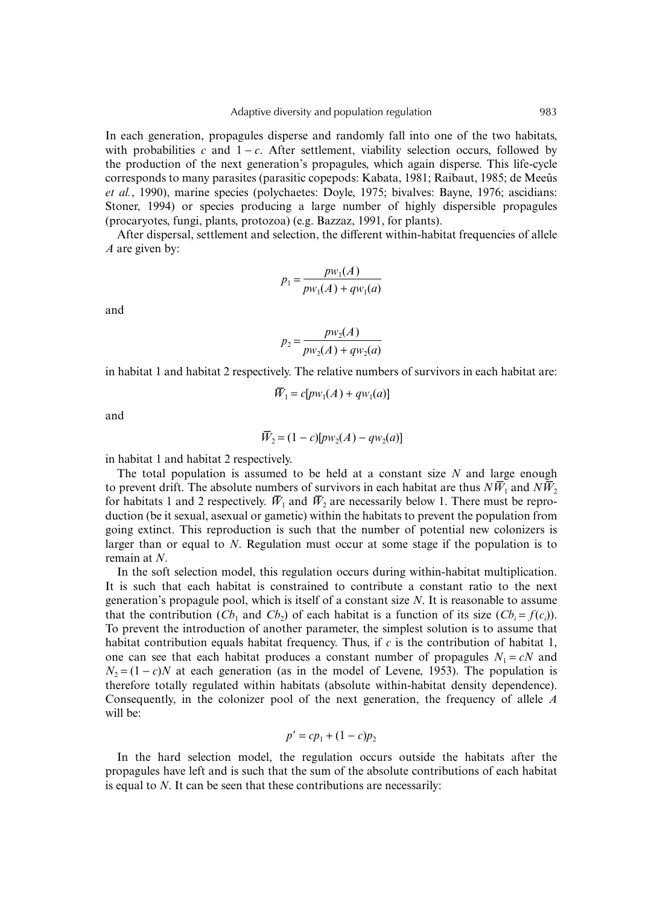In each generation, propagules disperse and randomly fall into one of the two habitats, with probabilities $c$ and $1 - c$. After settlement, viability selection occurs, followed by the production of the next generation's propagules, which again disperse. This life-cycle corresponds to many parasites (parasitic copepods: Kabata, 1981; Raibaut, 1985; de Meeûs *et al.*, 1990), marine species (polychaetes: Doyle, 1975; bivalves: Bayne, 1976; ascidians: Stoner, 1994) or species producing a large number of highly dispersible propagules (procaryotes, fungi, plants, protozoa) (e.g. Bazzaz, 1991, for plants).

After dispersal, settlement and selection, the different within-habitat frequencies of allele $A$ are given by:

$$p_1 = \frac{pw_1(A)}{pw_1(A) + qw_1(a)}$$

and

$$p_2 = \frac{pw_2(A)}{pw_2(A) + qw_2(a)}$$

in habitat 1 and habitat 2 respectively. The relative numbers of survivors in each habitat are:

$$\bar{W}_1 = c[pw_1(A) + qw_1(a)]$$

and

$$\bar{W}_2 = (1 - c)[pw_2(A) - qw_2(a)]$$

in habitat 1 and habitat 2 respectively.

The total population is assumed to be held at a constant size $N$ and large enough to prevent drift. The absolute numbers of survivors in each habitat are thus $N\bar{W}_1$ and $N\bar{W}_2$ for habitats 1 and 2 respectively. $\bar{W}_1$ and $\bar{W}_2$ are necessarily below 1. There must be reproduction (be it sexual, asexual or gametic) within the habitats to prevent the population from going extinct. This reproduction is such that the number of potential new colonizers is larger than or equal to $N$. Regulation must occur at some stage if the population is to remain at $N$.

In the soft selection model, this regulation occurs during within-habitat multiplication. It is such that each habitat is constrained to contribute a constant ratio to the next generation's propagule pool, which is itself of a constant size $N$. It is reasonable to assume that the contribution ($Cb_1$ and $Cb_2$) of each habitat is a function of its size ($Cb_i = f(c_i)$). To prevent the introduction of another parameter, the simplest solution is to assume that habitat contribution equals habitat frequency. Thus, if $c$ is the contribution of habitat 1, one can see that each habitat produces a constant number of propagules $N_1 = cN$ and $N_2 = (1 - c)N$ at each generation (as in the model of Levene, 1953). The population is therefore totally regulated within habitats (absolute within-habitat density dependence). Consequently, in the colonizer pool of the next generation, the frequency of allele $A$ will be:

$$p' = cp_1 + (1 - c)p_2$$

In the hard selection model, the regulation occurs outside the habitats after the propagules have left and is such that the sum of the absolute contributions of each habitat is equal to $N$. It can be seen that these contributions are necessarily: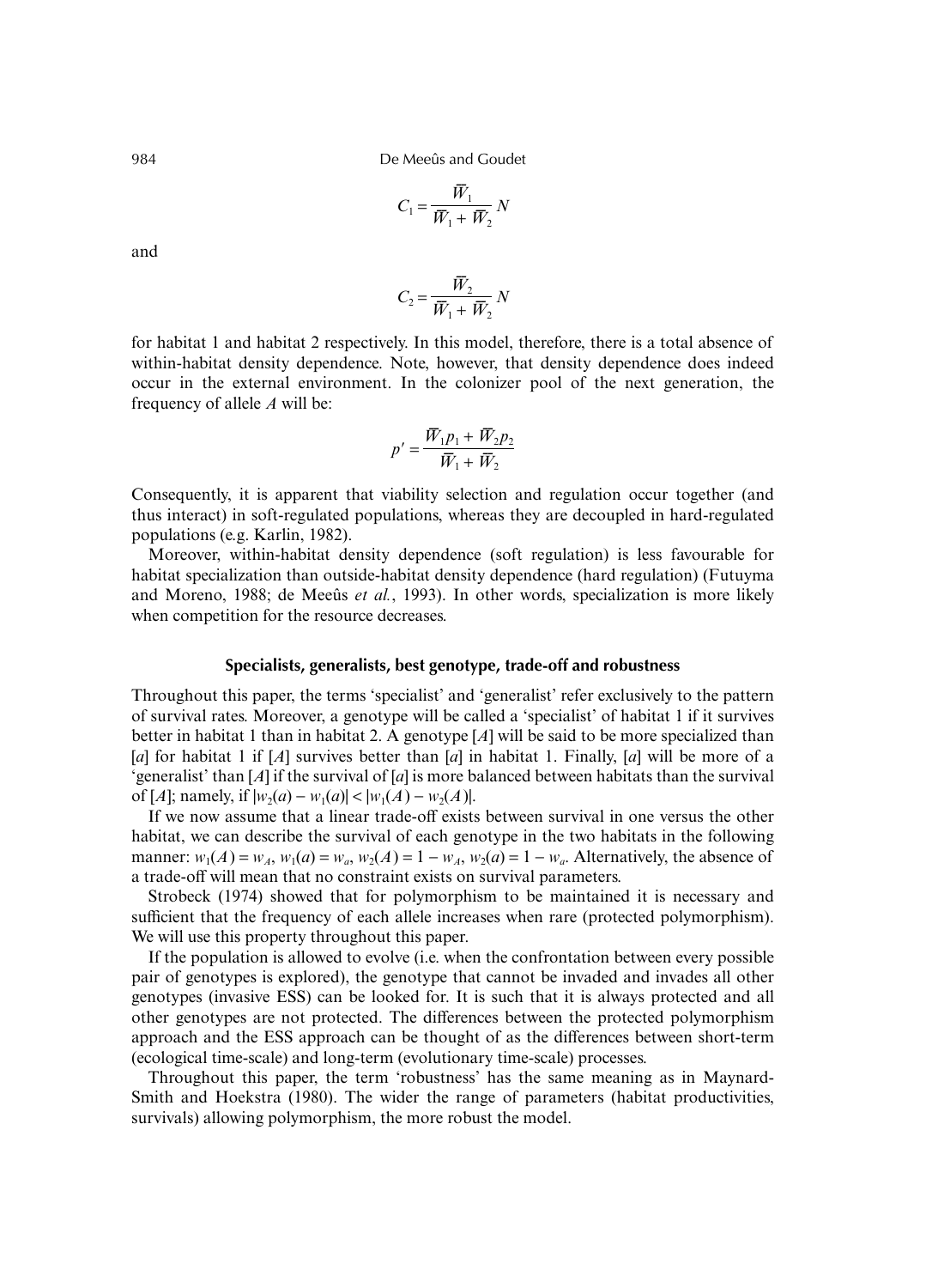$$C_1 = \frac{\overline{W}_1}{\overline{W}_1 + \overline{W}_2} N$$

and

$$C_2 = \frac{\overline{W}_2}{\overline{W}_1 + \overline{W}_2} N$$

for habitat 1 and habitat 2 respectively. In this model, therefore, there is a total absence of within-habitat density dependence. Note, however, that density dependence does indeed occur in the external environment. In the colonizer pool of the next generation, the frequency of allele *A* will be:

$$p' = \frac{\overline{W}_1 p_1 + \overline{W}_2 p_2}{\overline{W}_1 + \overline{W}_2}$$

Consequently, it is apparent that viability selection and regulation occur together (and thus interact) in soft-regulated populations, whereas they are decoupled in hard-regulated populations (e.g. Karlin, 1982).

Moreover, within-habitat density dependence (soft regulation) is less favourable for habitat specialization than outside-habitat density dependence (hard regulation) (Futuyma and Moreno, 1988; de Meeûs *et al.*, 1993). In other words, specialization is more likely when competition for the resource decreases.

## Specialists, generalists, best genotype, trade-off and robustness

Throughout this paper, the terms 'specialist' and 'generalist' refer exclusively to the pattern of survival rates. Moreover, a genotype will be called a 'specialist' of habitat 1 if it survives better in habitat 1 than in habitat 2. A genotype [*A*] will be said to be more specialized than [*a*] for habitat 1 if [*A*] survives better than [*a*] in habitat 1. Finally, [*a*] will be more of a 'generalist' than [*A*] if the survival of [*a*] is more balanced between habitats than the survival of [*A*]; namely, if $|w_2(a) - w_1(a)| < |w_1(A) - w_2(A)|$.

If we now assume that a linear trade-off exists between survival in one versus the other habitat, we can describe the survival of each genotype in the two habitats in the following manner: $w_1(A) = w_A$, $w_1(a) = w_a$, $w_2(A) = 1 - w_A$, $w_2(a) = 1 - w_a$. Alternatively, the absence of a trade-off will mean that no constraint exists on survival parameters.

Strobeck (1974) showed that for polymorphism to be maintained it is necessary and sufficient that the frequency of each allele increases when rare (protected polymorphism). We will use this property throughout this paper.

If the population is allowed to evolve (i.e. when the confrontation between every possible pair of genotypes is explored), the genotype that cannot be invaded and invades all other genotypes (invasive ESS) can be looked for. It is such that it is always protected and all other genotypes are not protected. The differences between the protected polymorphism approach and the ESS approach can be thought of as the differences between short-term (ecological time-scale) and long-term (evolutionary time-scale) processes.

Throughout this paper, the term 'robustness' has the same meaning as in Maynard-Smith and Hoekstra (1980). The wider the range of parameters (habitat productivities, survivals) allowing polymorphism, the more robust the model.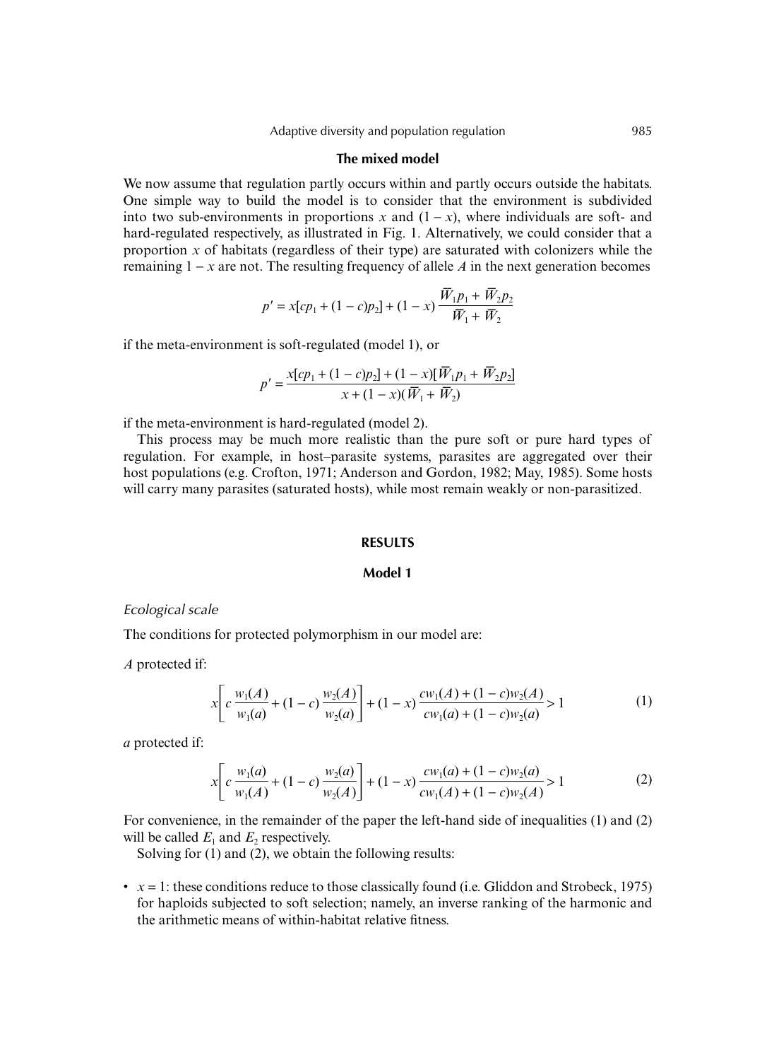### The mixed model

We now assume that regulation partly occurs within and partly occurs outside the habitats. One simple way to build the model is to consider that the environment is subdivided into two sub-environments in proportions $x$ and $(1 - x)$, where individuals are soft- and hard-regulated respectively, as illustrated in Fig. 1. Alternatively, we could consider that a proportion $x$ of habitats (regardless of their type) are saturated with colonizers while the remaining $1 - x$ are not. The resulting frequency of allele $A$ in the next generation becomes

$$p' = x[cp_1 + (1 - c)p_2] + (1 - x)\,\frac{\overline{W}_1 p_1 + \overline{W}_2 p_2}{\overline{W}_1 + \overline{W}_2}$$

if the meta-environment is soft-regulated (model 1), or

$$p' = \frac{x[cp_1 + (1 - c)p_2] + (1 - x)[\overline{W}_1 p_1 + \overline{W}_2 p_2]}{x + (1 - x)(\overline{W}_1 + \overline{W}_2)}$$

if the meta-environment is hard-regulated (model 2).

This process may be much more realistic than the pure soft or pure hard types of regulation. For example, in host–parasite systems, parasites are aggregated over their host populations (e.g. Crofton, 1971; Anderson and Gordon, 1982; May, 1985). Some hosts will carry many parasites (saturated hosts), while most remain weakly or non-parasitized.

## RESULTS

### Model 1

*Ecological scale*

The conditions for protected polymorphism in our model are:

*A* protected if:

$$x\left[c\,\frac{w_1(A)}{w_1(a)} + (1 - c)\,\frac{w_2(A)}{w_2(a)}\right] + (1 - x)\,\frac{cw_1(A) + (1 - c)w_2(A)}{cw_1(a) + (1 - c)w_2(a)} > 1 \tag{1}$$

*a* protected if:

$$x\left[c\,\frac{w_1(a)}{w_1(A)} + (1 - c)\,\frac{w_2(a)}{w_2(A)}\right] + (1 - x)\,\frac{cw_1(a) + (1 - c)w_2(a)}{cw_1(A) + (1 - c)w_2(A)} > 1 \tag{2}$$

For convenience, in the remainder of the paper the left-hand side of inequalities (1) and (2) will be called $E_1$ and $E_2$ respectively.

Solving for (1) and (2), we obtain the following results:

- $x = 1$: these conditions reduce to those classically found (i.e. Gliddon and Strobeck, 1975) for haploids subjected to soft selection; namely, an inverse ranking of the harmonic and the arithmetic means of within-habitat relative fitness.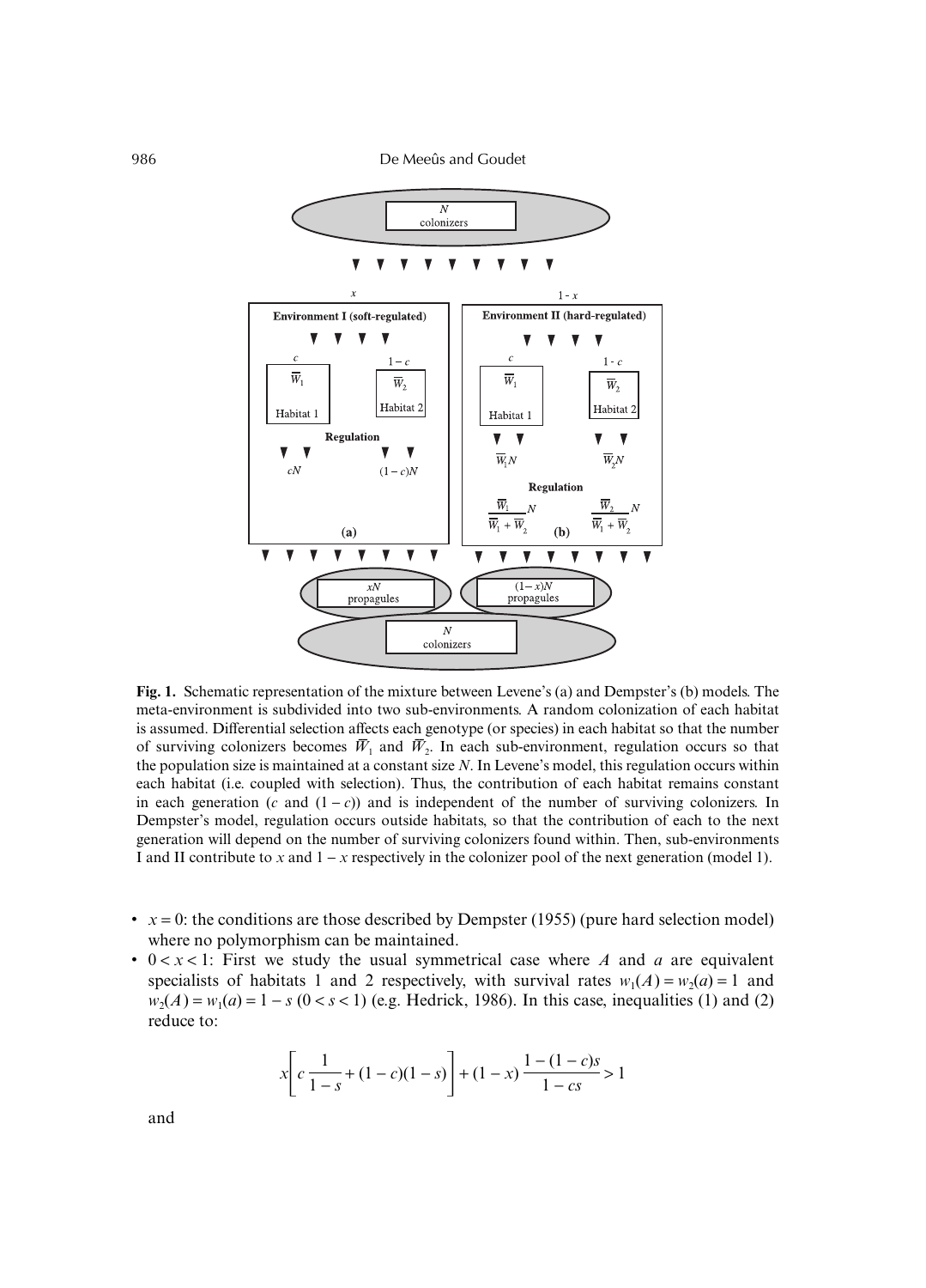**Fig. 1.** Schematic representation of the mixture between Levene's (a) and Dempster's (b) models. The meta-environment is subdivided into two sub-environments. A random colonization of each habitat is assumed. Differential selection affects each genotype (or species) in each habitat so that the number of surviving colonizers becomes $\bar{W}_1$ and $\bar{W}_2$. In each sub-environment, regulation occurs so that the population size is maintained at a constant size $N$. In Levene's model, this regulation occurs within each habitat (i.e. coupled with selection). Thus, the contribution of each habitat remains constant in each generation ($c$ and $(1-c)$) and is independent of the number of surviving colonizers. In Dempster's model, regulation occurs outside habitats, so that the contribution of each to the next generation will depend on the number of surviving colonizers found within. Then, sub-environments I and II contribute to $x$ and $1-x$ respectively in the colonizer pool of the next generation (model 1).

- $x = 0$: the conditions are those described by Dempster (1955) (pure hard selection model) where no polymorphism can be maintained.
- $0 < x < 1$: First we study the usual symmetrical case where $A$ and $a$ are equivalent specialists of habitats 1 and 2 respectively, with survival rates $w_1(A) = w_2(a) = 1$ and $w_2(A) = w_1(a) = 1 - s$ $(0 < s < 1)$ (e.g. Hedrick, 1986). In this case, inequalities (1) and (2) reduce to:

$$x\left[c\frac{1}{1-s} + (1-c)(1-s)\right] + (1-x)\frac{1-(1-c)s}{1-cs} > 1$$

and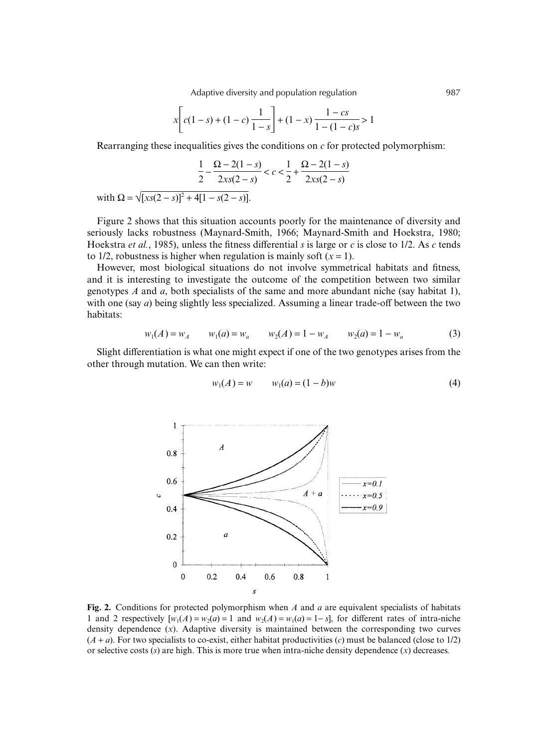$$x\left[c(1-s)+(1-c)\frac{1}{1-s}\right]+(1-x)\frac{1-cs}{1-(1-c)s}>1$$

Rearranging these inequalities gives the conditions on $c$ for protected polymorphism:

$$\frac{1}{2}-\frac{\Omega-2(1-s)}{2xs(2-s)}<c<\frac{1}{2}+\frac{\Omega-2(1-s)}{2xs(2-s)}$$

with $\Omega=\sqrt{[xs(2-s)]^2+4[1-s(2-s)]}$.

Figure 2 shows that this situation accounts poorly for the maintenance of diversity and seriously lacks robustness (Maynard-Smith, 1966; Maynard-Smith and Hoekstra, 1980; Hoekstra *et al.*, 1985), unless the fitness differential $s$ is large or $c$ is close to 1/2. As $c$ tends to 1/2, robustness is higher when regulation is mainly soft ($x = 1$).

However, most biological situations do not involve symmetrical habitats and fitness, and it is interesting to investigate the outcome of the competition between two similar genotypes $A$ and $a$, both specialists of the same and more abundant niche (say habitat 1), with one (say $a$) being slightly less specialized. Assuming a linear trade-off between the two habitats:

$$w_1(A)=w_A \qquad w_1(a)=w_a \qquad w_2(A)=1-w_A \qquad w_2(a)=1-w_a \tag{3}$$

Slight differentiation is what one might expect if one of the two genotypes arises from the other through mutation. We can then write:

$$w_1(A)=w \qquad w_1(a)=(1-b)w \tag{4}$$

**Fig. 2.** Conditions for protected polymorphism when $A$ and $a$ are equivalent specialists of habitats 1 and 2 respectively [$w_1(A) = w_2(a) = 1$ and $w_2(A) = w_1(a) = 1- s$], for different rates of intra-niche density dependence ($x$). Adaptive diversity is maintained between the corresponding two curves ($A + a$). For two specialists to co-exist, either habitat productivities ($c$) must be balanced (close to 1/2) or selective costs ($s$) are high. This is more true when intra-niche density dependence ($x$) decreases.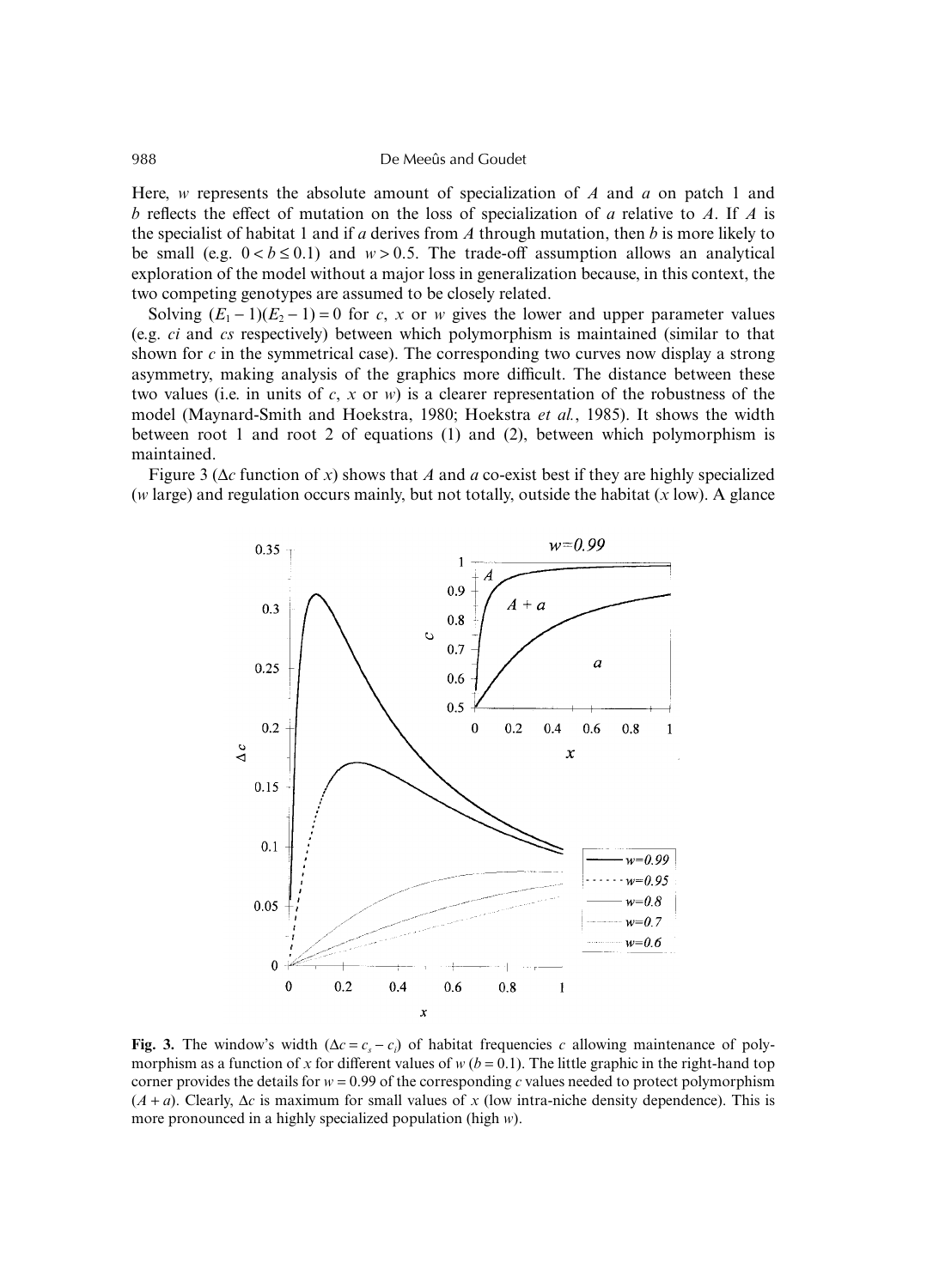Here, $w$ represents the absolute amount of specialization of $A$ and $a$ on patch 1 and $b$ reflects the effect of mutation on the loss of specialization of $a$ relative to $A$. If $A$ is the specialist of habitat 1 and if $a$ derives from $A$ through mutation, then $b$ is more likely to be small (e.g. $0 < b \leq 0.1$) and $w > 0.5$. The trade-off assumption allows an analytical exploration of the model without a major loss in generalization because, in this context, the two competing genotypes are assumed to be closely related.

Solving $(E_1 - 1)(E_2 - 1) = 0$ for $c$, $x$ or $w$ gives the lower and upper parameter values (e.g. *ci* and *cs* respectively) between which polymorphism is maintained (similar to that shown for $c$ in the symmetrical case). The corresponding two curves now display a strong asymmetry, making analysis of the graphics more difficult. The distance between these two values (i.e. in units of $c$, $x$ or $w$) is a clearer representation of the robustness of the model (Maynard-Smith and Hoekstra, 1980; Hoekstra *et al.*, 1985). It shows the width between root 1 and root 2 of equations (1) and (2), between which polymorphism is maintained.

Figure 3 ($\Delta c$ function of $x$) shows that $A$ and $a$ co-exist best if they are highly specialized ($w$ large) and regulation occurs mainly, but not totally, outside the habitat ($x$ low). A glance

**Fig. 3.** The window's width ($\Delta c = c_s - c_i$) of habitat frequencies $c$ allowing maintenance of polymorphism as a function of $x$ for different values of $w$ ($b = 0.1$). The little graphic in the right-hand top corner provides the details for $w = 0.99$ of the corresponding $c$ values needed to protect polymorphism ($A + a$). Clearly, $\Delta c$ is maximum for small values of $x$ (low intra-niche density dependence). This is more pronounced in a highly specialized population (high $w$).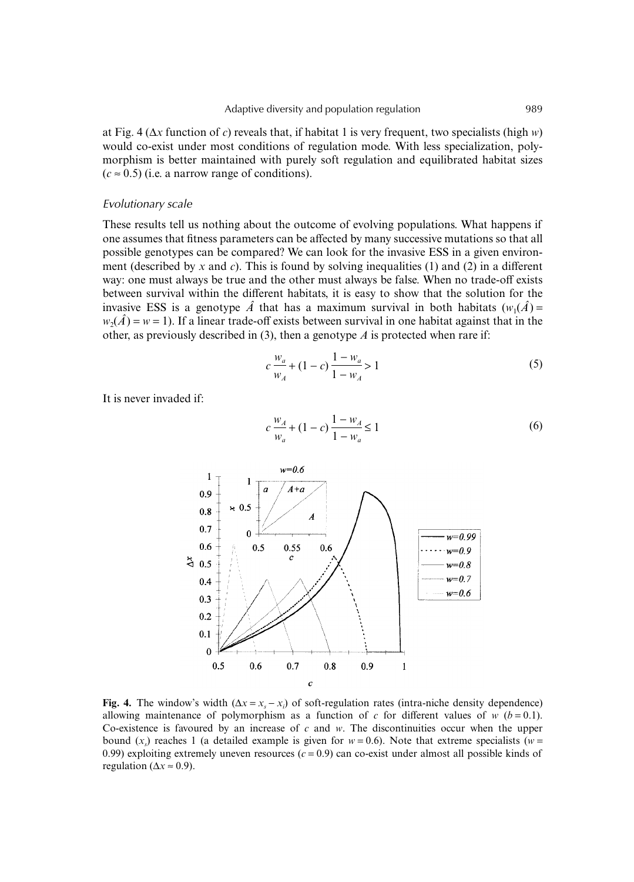at Fig. 4 ($\Delta x$ function of $c$) reveals that, if habitat 1 is very frequent, two specialists (high $w$) would co-exist under most conditions of regulation mode. With less specialization, polymorphism is better maintained with purely soft regulation and equilibrated habitat sizes ($c \approx 0.5$) (i.e. a narrow range of conditions).

### *Evolutionary scale*

These results tell us nothing about the outcome of evolving populations. What happens if one assumes that fitness parameters can be affected by many successive mutations so that all possible genotypes can be compared? We can look for the invasive ESS in a given environment (described by $x$ and $c$). This is found by solving inequalities (1) and (2) in a different way: one must always be true and the other must always be false. When no trade-off exists between survival within the different habitats, it is easy to show that the solution for the invasive ESS is a genotype $\hat{A}$ that has a maximum survival in both habitats ($w_1(\hat{A}) = w_2(\hat{A}) = w = 1$). If a linear trade-off exists between survival in one habitat against that in the other, as previously described in (3), then a genotype $A$ is protected when rare if:

$$c\frac{w_a}{w_A} + (1-c)\frac{1-w_a}{1-w_A} > 1 \tag{5}$$

It is never invaded if:

$$c\frac{w_A}{w_a} + (1-c)\frac{1-w_A}{1-w_a} \leq 1 \tag{6}$$

**Fig. 4.** The window's width ($\Delta x = x_s - x_i$) of soft-regulation rates (intra-niche density dependence) allowing maintenance of polymorphism as a function of $c$ for different values of $w$ ($b = 0.1$). Co-existence is favoured by an increase of $c$ and $w$. The discontinuities occur when the upper bound ($x_s$) reaches 1 (a detailed example is given for $w = 0.6$). Note that extreme specialists ($w = 0.99$) exploiting extremely uneven resources ($c = 0.9$) can co-exist under almost all possible kinds of regulation ($\Delta x \approx 0.9$).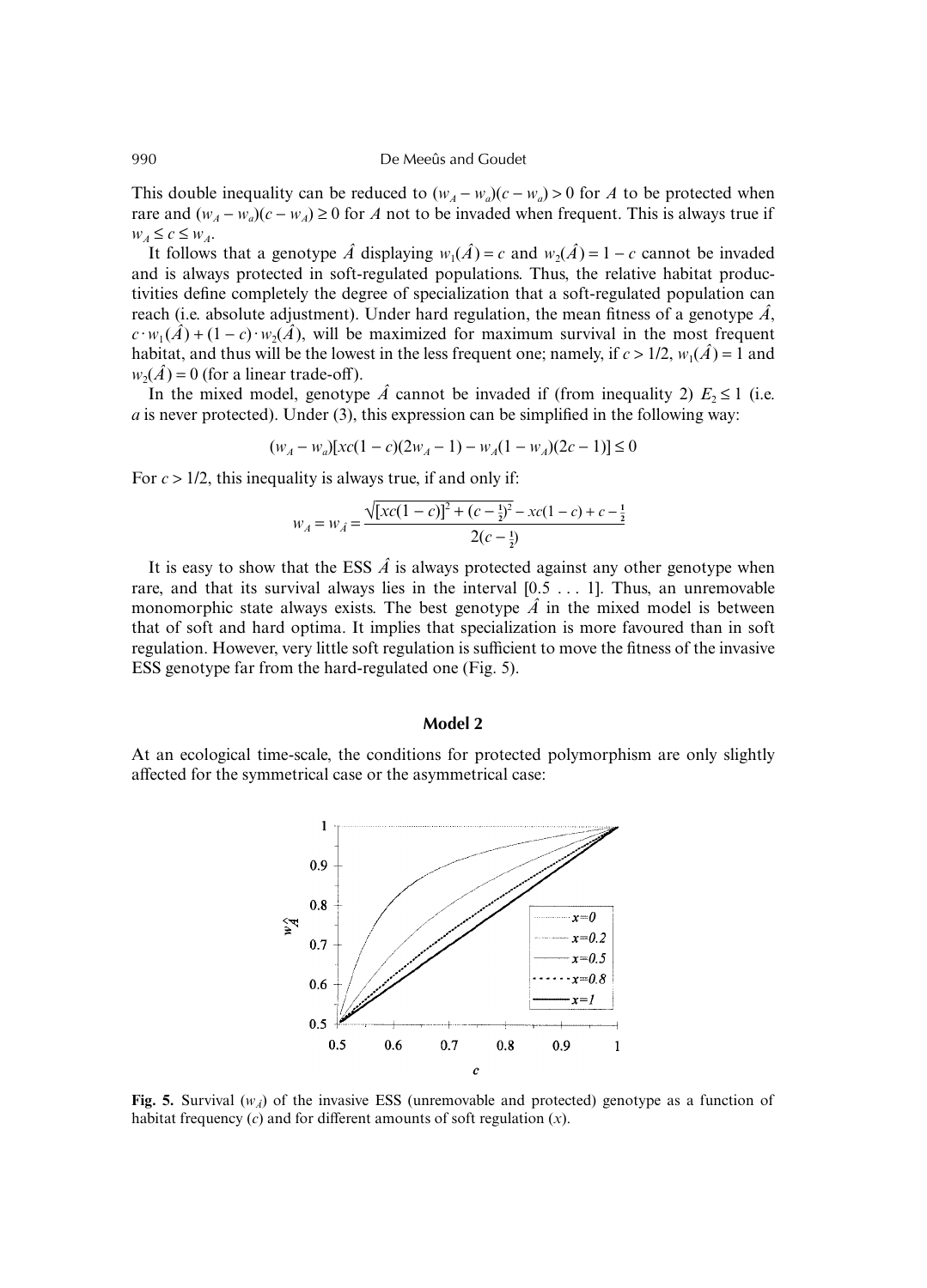This double inequality can be reduced to $(w_A - w_a)(c - w_a) > 0$ for $A$ to be protected when rare and $(w_A - w_a)(c - w_A) \geq 0$ for $A$ not to be invaded when frequent. This is always true if $w_A \leq c \leq w_A$.

It follows that a genotype $\hat{A}$ displaying $w_1(\hat{A}) = c$ and $w_2(\hat{A}) = 1 - c$ cannot be invaded and is always protected in soft-regulated populations. Thus, the relative habitat productivities define completely the degree of specialization that a soft-regulated population can reach (i.e. absolute adjustment). Under hard regulation, the mean fitness of a genotype $\hat{A}$, $c \cdot w_1(\hat{A}) + (1 - c) \cdot w_2(\hat{A})$, will be maximized for maximum survival in the most frequent habitat, and thus will be the lowest in the less frequent one; namely, if $c > 1/2$, $w_1(\hat{A}) = 1$ and $w_2(\hat{A}) = 0$ (for a linear trade-off).

In the mixed model, genotype $\hat{A}$ cannot be invaded if (from inequality 2) $E_2 \leq 1$ (i.e. $a$ is never protected). Under (3), this expression can be simplified in the following way:

$$(w_A - w_a)[xc(1 - c)(2w_A - 1) - w_A(1 - w_A)(2c - 1)] \leq 0$$

For $c > 1/2$, this inequality is always true, if and only if:

$$w_A = w_{\hat{A}} = \frac{\sqrt{[xc(1 - c)]^2 + (c - \frac{1}{2})^2} - xc(1 - c) + c - \frac{1}{2}}{2(c - \frac{1}{2})}$$

It is easy to show that the ESS $\hat{A}$ is always protected against any other genotype when rare, and that its survival always lies in the interval [0.5 . . . 1]. Thus, an unremovable monomorphic state always exists. The best genotype $\hat{A}$ in the mixed model is between that of soft and hard optima. It implies that specialization is more favoured than in soft regulation. However, very little soft regulation is sufficient to move the fitness of the invasive ESS genotype far from the hard-regulated one (Fig. 5).

## Model 2

At an ecological time-scale, the conditions for protected polymorphism are only slightly affected for the symmetrical case or the asymmetrical case:

**Fig. 5.** Survival ($w_{\hat{A}}$) of the invasive ESS (unremovable and protected) genotype as a function of habitat frequency ($c$) and for different amounts of soft regulation ($x$).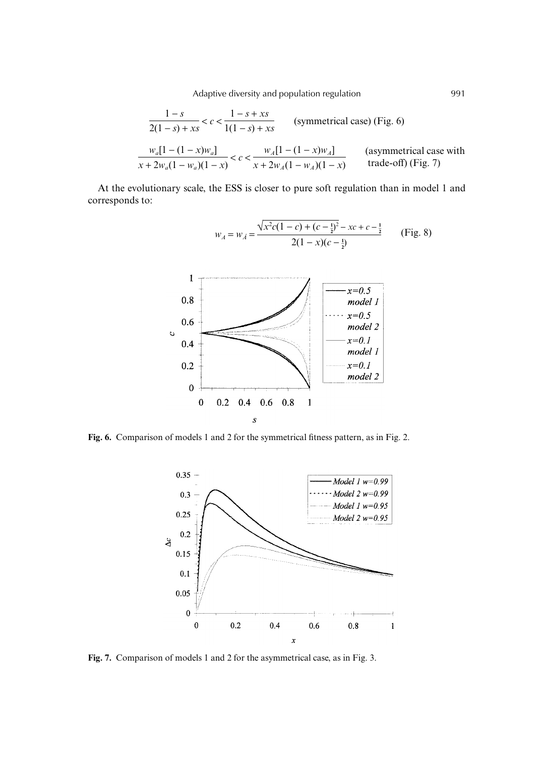$$\frac{1-s}{2(1-s)+xs} < c < \frac{1-s+xs}{1(1-s)+xs} \qquad \text{(symmetrical case) (Fig. 6)}$$

$$\frac{w_a[1-(1-x)w_a]}{x+2w_a(1-w_a)(1-x)} < c < \frac{w_A[1-(1-x)w_A]}{x+2w_A(1-w_A)(1-x)} \qquad \text{(asymmetrical case with trade-off) (Fig. 7)}$$

At the evolutionary scale, the ESS is closer to pure soft regulation than in model 1 and corresponds to:

$$w_A = w_{\bar{A}} = \frac{\sqrt{x^2c(1-c)+(c-\frac{1}{2})^2} - xc + c - \frac{1}{2}}{2(1-x)(c-\frac{1}{2})} \qquad \text{(Fig. 8)}$$

**Fig. 6.** Comparison of models 1 and 2 for the symmetrical fitness pattern, as in Fig. 2.

**Fig. 7.** Comparison of models 1 and 2 for the asymmetrical case, as in Fig. 3.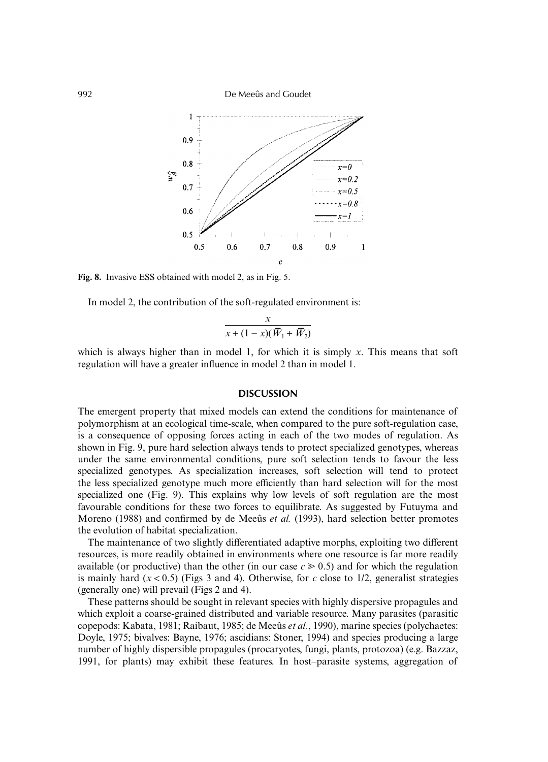**Fig. 8.** Invasive ESS obtained with model 2, as in Fig. 5.

In model 2, the contribution of the soft-regulated environment is:

$$\frac{x}{x + (1 - x)(\overline{W}_1 + \overline{W}_2)}$$

which is always higher than in model 1, for which it is simply $x$. This means that soft regulation will have a greater influence in model 2 than in model 1.

## DISCUSSION

The emergent property that mixed models can extend the conditions for maintenance of polymorphism at an ecological time-scale, when compared to the pure soft-regulation case, is a consequence of opposing forces acting in each of the two modes of regulation. As shown in Fig. 9, pure hard selection always tends to protect specialized genotypes, whereas under the same environmental conditions, pure soft selection tends to favour the less specialized genotypes. As specialization increases, soft selection will tend to protect the less specialized genotype much more efficiently than hard selection will for the most specialized one (Fig. 9). This explains why low levels of soft regulation are the most favourable conditions for these two forces to equilibrate. As suggested by Futuyma and Moreno (1988) and confirmed by de Meeûs *et al.* (1993), hard selection better promotes the evolution of habitat specialization.

The maintenance of two slightly differentiated adaptive morphs, exploiting two different resources, is more readily obtained in environments where one resource is far more readily available (or productive) than the other (in our case $c \gg 0.5$) and for which the regulation is mainly hard ($x < 0.5$) (Figs 3 and 4). Otherwise, for $c$ close to 1/2, generalist strategies (generally one) will prevail (Figs 2 and 4).

These patterns should be sought in relevant species with highly dispersive propagules and which exploit a coarse-grained distributed and variable resource. Many parasites (parasitic copepods: Kabata, 1981; Raibaut, 1985; de Meeûs *et al.*, 1990), marine species (polychaetes: Doyle, 1975; bivalves: Bayne, 1976; ascidians: Stoner, 1994) and species producing a large number of highly dispersible propagules (procaryotes, fungi, plants, protozoa) (e.g. Bazzaz, 1991, for plants) may exhibit these features. In host–parasite systems, aggregation of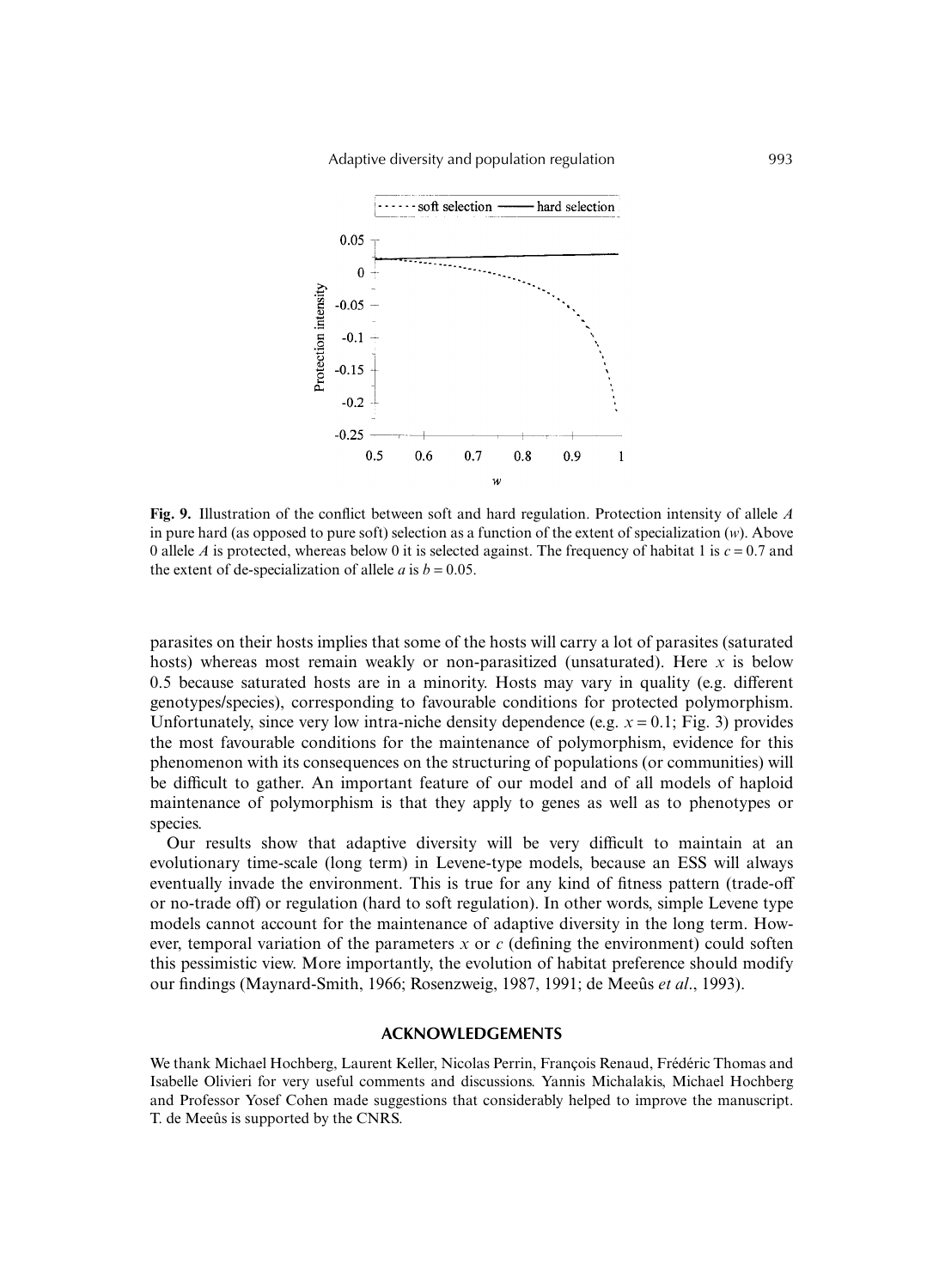**Fig. 9.** Illustration of the conflict between soft and hard regulation. Protection intensity of allele $A$ in pure hard (as opposed to pure soft) selection as a function of the extent of specialization ($w$). Above 0 allele $A$ is protected, whereas below 0 it is selected against. The frequency of habitat 1 is $c = 0.7$ and the extent of de-specialization of allele $a$ is $b = 0.05$.

parasites on their hosts implies that some of the hosts will carry a lot of parasites (saturated hosts) whereas most remain weakly or non-parasitized (unsaturated). Here $x$ is below 0.5 because saturated hosts are in a minority. Hosts may vary in quality (e.g. different genotypes/species), corresponding to favourable conditions for protected polymorphism. Unfortunately, since very low intra-niche density dependence (e.g. $x = 0.1$; Fig. 3) provides the most favourable conditions for the maintenance of polymorphism, evidence for this phenomenon with its consequences on the structuring of populations (or communities) will be difficult to gather. An important feature of our model and of all models of haploid maintenance of polymorphism is that they apply to genes as well as to phenotypes or species.

Our results show that adaptive diversity will be very difficult to maintain at an evolutionary time-scale (long term) in Levene-type models, because an ESS will always eventually invade the environment. This is true for any kind of fitness pattern (trade-off or no-trade off) or regulation (hard to soft regulation). In other words, simple Levene type models cannot account for the maintenance of adaptive diversity in the long term. However, temporal variation of the parameters $x$ or $c$ (defining the environment) could soften this pessimistic view. More importantly, the evolution of habitat preference should modify our findings (Maynard-Smith, 1966; Rosenzweig, 1987, 1991; de Meeûs *et al*., 1993).

## ACKNOWLEDGEMENTS

We thank Michael Hochberg, Laurent Keller, Nicolas Perrin, François Renaud, Frédéric Thomas and Isabelle Olivieri for very useful comments and discussions. Yannis Michalakis, Michael Hochberg and Professor Yosef Cohen made suggestions that considerably helped to improve the manuscript. T. de Meeûs is supported by the CNRS.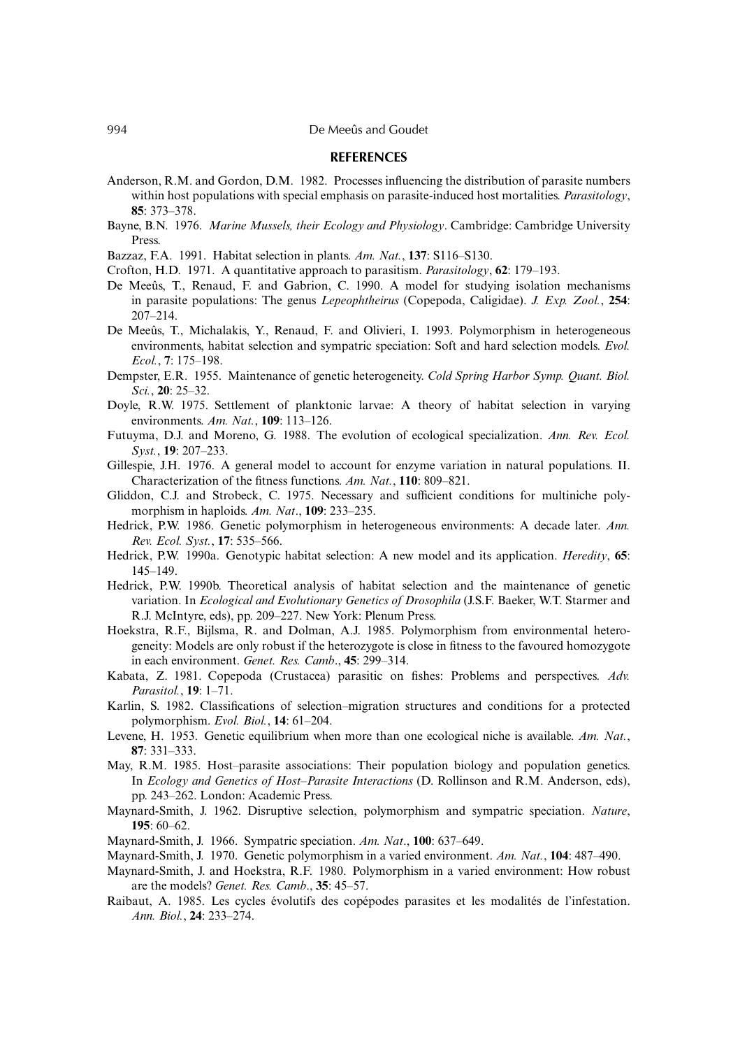## REFERENCES

Anderson, R.M. and Gordon, D.M. 1982. Processes influencing the distribution of parasite numbers within host populations with special emphasis on parasite-induced host mortalities. *Parasitology*, **85**: 373–378.

Bayne, B.N. 1976. *Marine Mussels, their Ecology and Physiology*. Cambridge: Cambridge University Press.

Bazzaz, F.A. 1991. Habitat selection in plants. *Am. Nat.*, **137**: S116–S130.

Crofton, H.D. 1971. A quantitative approach to parasitism. *Parasitology*, **62**: 179–193.

De Meeûs, T., Renaud, F. and Gabrion, C. 1990. A model for studying isolation mechanisms in parasite populations: The genus *Lepeophtheirus* (Copepoda, Caligidae). *J. Exp. Zool.*, **254**: 207–214.

De Meeûs, T., Michalakis, Y., Renaud, F. and Olivieri, I. 1993. Polymorphism in heterogeneous environments, habitat selection and sympatric speciation: Soft and hard selection models. *Evol. Ecol.*, **7**: 175–198.

Dempster, E.R. 1955. Maintenance of genetic heterogeneity. *Cold Spring Harbor Symp. Quant. Biol. Sci.*, **20**: 25–32.

Doyle, R.W. 1975. Settlement of planktonic larvae: A theory of habitat selection in varying environments. *Am. Nat.*, **109**: 113–126.

Futuyma, D.J. and Moreno, G. 1988. The evolution of ecological specialization. *Ann. Rev. Ecol. Syst.*, **19**: 207–233.

Gillespie, J.H. 1976. A general model to account for enzyme variation in natural populations. II. Characterization of the fitness functions. *Am. Nat.*, **110**: 809–821.

Gliddon, C.J. and Strobeck, C. 1975. Necessary and sufficient conditions for multiniche polymorphism in haploids. *Am. Nat*., **109**: 233–235.

Hedrick, P.W. 1986. Genetic polymorphism in heterogeneous environments: A decade later. *Ann. Rev. Ecol. Syst.*, **17**: 535–566.

Hedrick, P.W. 1990a. Genotypic habitat selection: A new model and its application. *Heredity*, **65**: 145–149.

Hedrick, P.W. 1990b. Theoretical analysis of habitat selection and the maintenance of genetic variation. In *Ecological and Evolutionary Genetics of Drosophila* (J.S.F. Baeker, W.T. Starmer and R.J. McIntyre, eds), pp. 209–227. New York: Plenum Press.

Hoekstra, R.F., Bijlsma, R. and Dolman, A.J. 1985. Polymorphism from environmental heterogeneity: Models are only robust if the heterozygote is close in fitness to the favoured homozygote in each environment. *Genet. Res. Camb*., **45**: 299–314.

Kabata, Z. 1981. Copepoda (Crustacea) parasitic on fishes: Problems and perspectives. *Adv. Parasitol.*, **19**: 1–71.

Karlin, S. 1982. Classifications of selection–migration structures and conditions for a protected polymorphism. *Evol. Biol.*, **14**: 61–204.

Levene, H. 1953. Genetic equilibrium when more than one ecological niche is available. *Am. Nat.*, **87**: 331–333.

May, R.M. 1985. Host–parasite associations: Their population biology and population genetics. In *Ecology and Genetics of Host–Parasite Interactions* (D. Rollinson and R.M. Anderson, eds), pp. 243–262. London: Academic Press.

Maynard-Smith, J. 1962. Disruptive selection, polymorphism and sympatric speciation. *Nature*, **195**: 60–62.

Maynard-Smith, J. 1966. Sympatric speciation. *Am. Nat*., **100**: 637–649.

Maynard-Smith, J. 1970. Genetic polymorphism in a varied environment. *Am. Nat.*, **104**: 487–490.

Maynard-Smith, J. and Hoekstra, R.F. 1980. Polymorphism in a varied environment: How robust are the models? *Genet. Res. Camb*., **35**: 45–57.

Raibaut, A. 1985. Les cycles évolutifs des copépodes parasites et les modalités de l'infestation. *Ann. Biol.*, **24**: 233–274.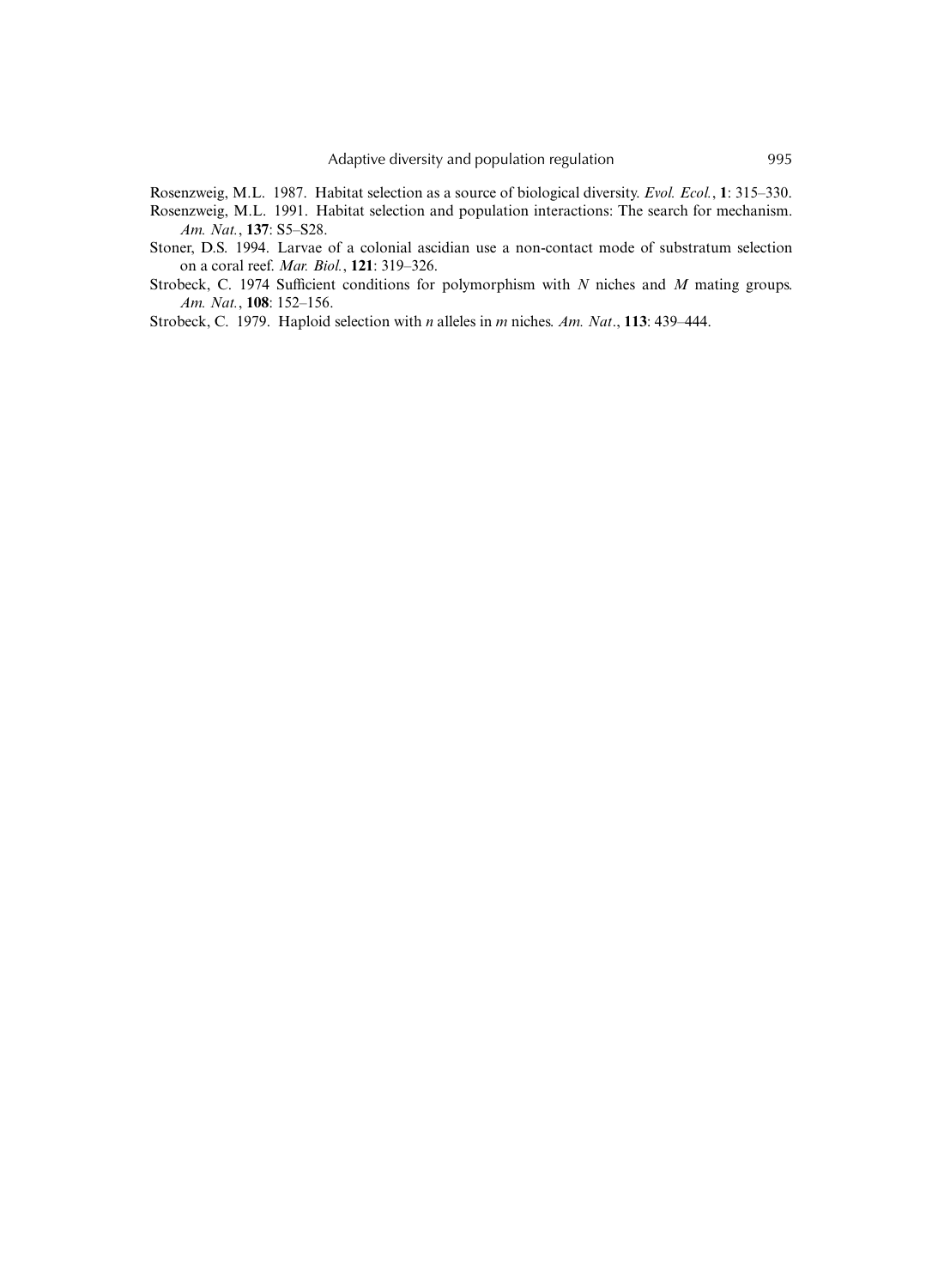Rosenzweig, M.L. 1987. Habitat selection as a source of biological diversity. *Evol. Ecol.*, **1**: 315–330.

Rosenzweig, M.L. 1991. Habitat selection and population interactions: The search for mechanism. *Am. Nat.*, **137**: S5–S28.

Stoner, D.S. 1994. Larvae of a colonial ascidian use a non-contact mode of substratum selection on a coral reef. *Mar. Biol.*, **121**: 319–326.

Strobeck, C. 1974 Sufficient conditions for polymorphism with *N* niches and *M* mating groups. *Am. Nat.*, **108**: 152–156.

Strobeck, C. 1979. Haploid selection with *n* alleles in *m* niches. *Am. Nat*., **113**: 439–444.